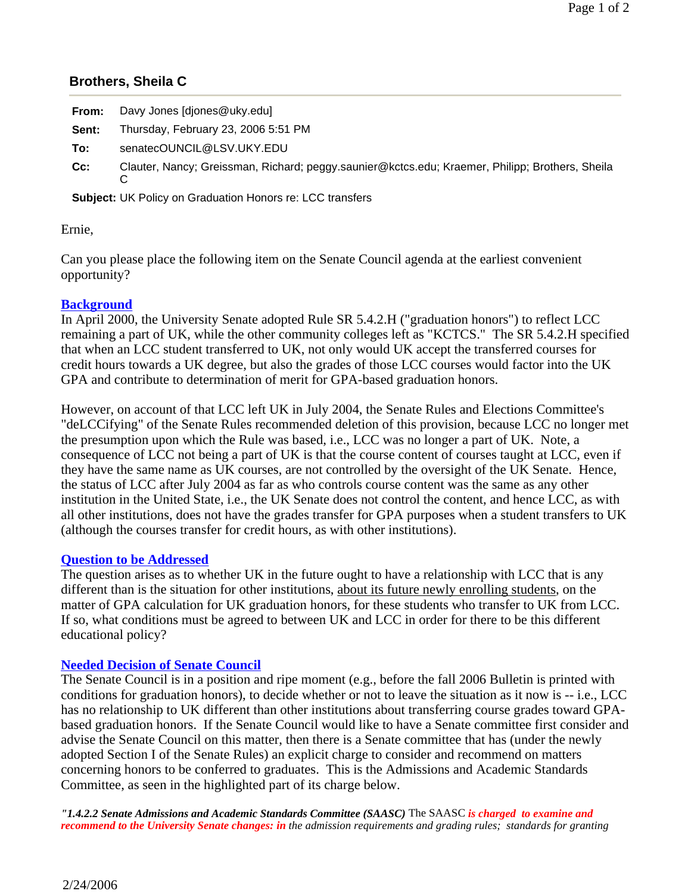## Brothers, Sheila C

**From:** Davy Jones [djones@uky.edu]

**Sent:** Thursday, February 23, 2006 5:51 PM

**To:** senatecOUNCIL@LSV.UKY.EDU

**Cc:** Clauter, Nancy; Greissman, Richard; peggy.saunier@kctcs.edu; Kraemer, Philipp; Brothers, Sheila C

**Subject:** UK Policy on Graduation Honors re: LCC transfers

Ernie,

Can you please place the following item on the Senate Council agenda at the earliest convenient opportunity?

**Background**

In April 2000, the University Senate adopted Rule SR 5.4.2.H ("graduation honors") to reflect LCC remaining a part of UK, while the other community colleges left as "KCTCS." The SR 5.4.2.H specified that when an LCC student transferred to UK, not only would UK accept the transferred courses for credit hours towards a UK degree, but also the grades of those LCC courses would factor into the UK GPA and contribute to determination of merit for GPA-based graduation honors.

However, on account of that LCC left UK in July 2004, the Senate Rules and Elections Committee's "deLCCifying" of the Senate Rules recommended deletion of this provision, because LCC no longer met the presumption upon which the Rule was based, i.e., LCC was no longer a part of UK. Note, a consequence of LCC not being a part of UK is that the course content of courses taught at LCC, even if they have the same name as UK courses, are not controlled by the oversight of the UK Senate. Hence, the status of LCC after July 2004 as far as who controls course content was the same as any other institution in the United State, i.e., the UK Senate does not control the content, and hence LCC, as with all other institutions, does not have the grades transfer for GPA purposes when a student transfers to UK (although the courses transfer for credit hours, as with other institutions).

**Question to be Addressed**

The question arises as to whether UK in the future ought to have a relationship with LCC that is any different than is the situation for other institutions, <u>about its future newly enrolling students</u>, on the matter of GPA calculation for UK graduation honors, for these students who transfer to UK from LCC. If so, what conditions must be agreed to between UK and LCC in order for there to be this different educational policy?

**Needed Decision of Senate Council**

The Senate Council is in a position and ripe moment (e.g., before the fall 2006 Bulletin is printed with conditions for graduation honors), to decide whether or not to leave the situation as it now is -- i.e., LCC has no relationship to UK different than other institutions about transferring course grades toward GPA-based graduation honors. If the Senate Council would like to have a Senate committee first consider and advise the Senate Council on this matter, then there is a Senate committee that has (under the newly adopted Section I of the Senate Rules) an explicit charge to consider and recommend on matters concerning honors to be conferred to graduates. This is the Admissions and Academic Standards Committee, as seen in the highlighted part of its charge below.

*"**1.4.2.2 Senate Admissions and Academic Standards Committee (SAASC)*** The SAASC ***is charged to examine and recommend to the University Senate changes: in*** *the admission requirements and grading rules; standards for granting*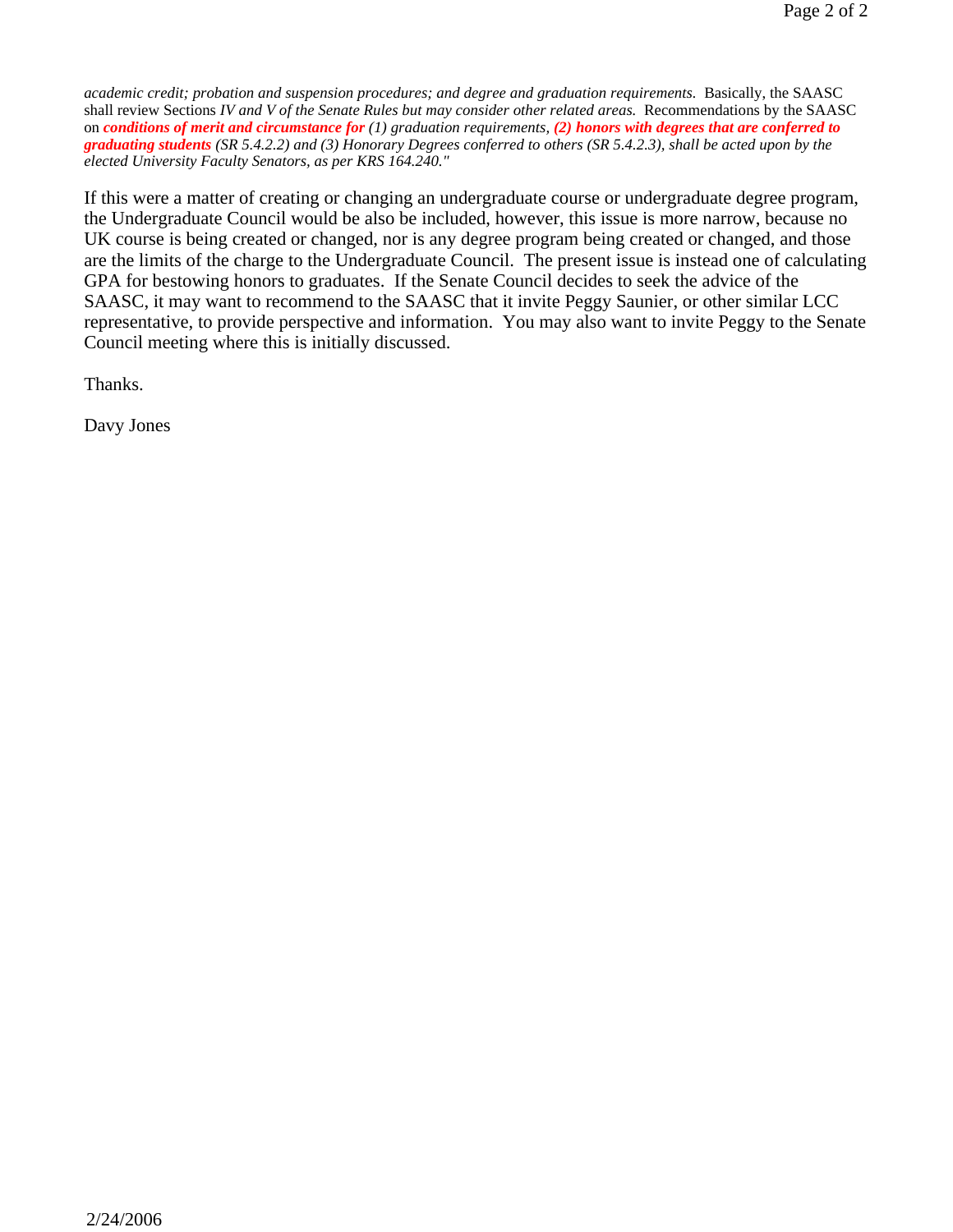*academic credit; probation and suspension procedures; and degree and graduation requirements.* Basically, the SAASC shall review Sections *IV and V of the Senate Rules but may consider other related areas.* Recommendations by the SAASC on ***conditions of merit and circumstance for*** *(1) graduation requirements,* ***(2) honors with degrees that are conferred to graduating students*** *(SR 5.4.2.2) and (3) Honorary Degrees conferred to others (SR 5.4.2.3), shall be acted upon by the elected University Faculty Senators, as per KRS 164.240."*

If this were a matter of creating or changing an undergraduate course or undergraduate degree program, the Undergraduate Council would be also be included, however, this issue is more narrow, because no UK course is being created or changed, nor is any degree program being created or changed, and those are the limits of the charge to the Undergraduate Council. The present issue is instead one of calculating GPA for bestowing honors to graduates. If the Senate Council decides to seek the advice of the SAASC, it may want to recommend to the SAASC that it invite Peggy Saunier, or other similar LCC representative, to provide perspective and information. You may also want to invite Peggy to the Senate Council meeting where this is initially discussed.

Thanks.

Davy Jones

2/24/2006